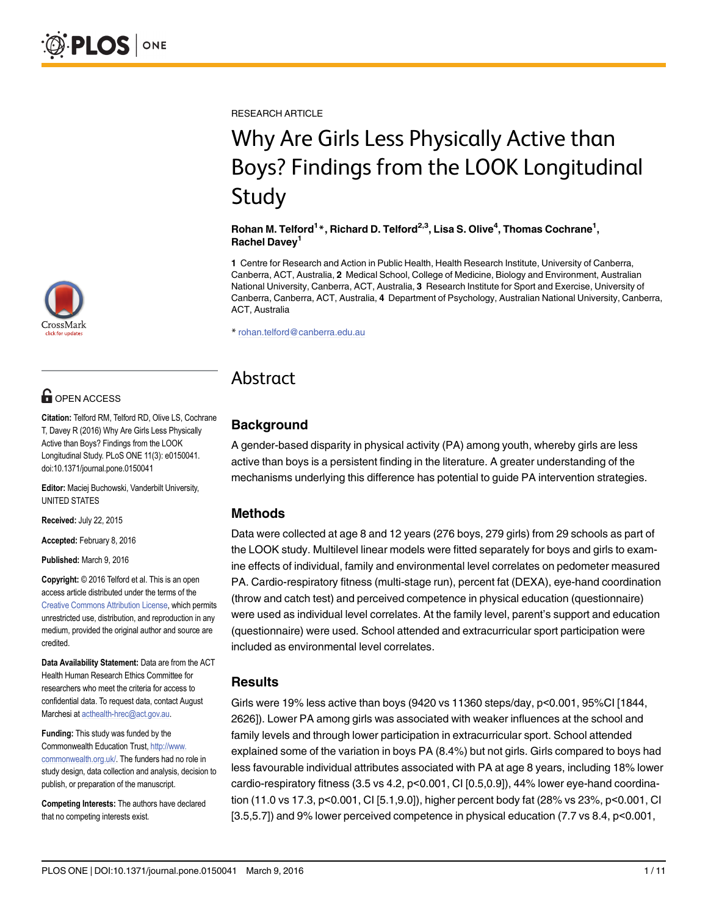RESEARCH ARTICLE

# Why Are Girls Less Physically Active than Boys? Findings from the LOOK Longitudinal Study

**Rohan M. Telford[1]*, Richard D. Telford[2,3], Lisa S. Olive[4], Thomas Cochrane[1], Rachel Davey[1]**

**1** Centre for Research and Action in Public Health, Health Research Institute, University of Canberra, Canberra, ACT, Australia, **2** Medical School, College of Medicine, Biology and Environment, Australian National University, Canberra, ACT, Australia, **3** Research Institute for Sport and Exercise, University of Canberra, Canberra, ACT, Australia, **4** Department of Psychology, Australian National University, Canberra, ACT, Australia

* rohan.telford@canberra.edu.au

OPEN ACCESS

**Citation:** Telford RM, Telford RD, Olive LS, Cochrane T, Davey R (2016) Why Are Girls Less Physically Active than Boys? Findings from the LOOK Longitudinal Study. PLoS ONE 11(3): e0150041. doi:10.1371/journal.pone.0150041

**Editor:** Maciej Buchowski, Vanderbilt University, UNITED STATES

**Received:** July 22, 2015

**Accepted:** February 8, 2016

**Published:** March 9, 2016

**Copyright:** © 2016 Telford et al. This is an open access article distributed under the terms of the Creative Commons Attribution License, which permits unrestricted use, distribution, and reproduction in any medium, provided the original author and source are credited.

**Data Availability Statement:** Data are from the ACT Health Human Research Ethics Committee for researchers who meet the criteria for access to confidential data. To request data, contact August Marchesi at acthealth-hrec@act.gov.au.

**Funding:** This study was funded by the Commonwealth Education Trust, http://www.commonwealth.org.uk/. The funders had no role in study design, data collection and analysis, decision to publish, or preparation of the manuscript.

**Competing Interests:** The authors have declared that no competing interests exist.

## Abstract

### Background

A gender-based disparity in physical activity (PA) among youth, whereby girls are less active than boys is a persistent finding in the literature. A greater understanding of the mechanisms underlying this difference has potential to guide PA intervention strategies.

### Methods

Data were collected at age 8 and 12 years (276 boys, 279 girls) from 29 schools as part of the LOOK study. Multilevel linear models were fitted separately for boys and girls to examine effects of individual, family and environmental level correlates on pedometer measured PA. Cardio-respiratory fitness (multi-stage run), percent fat (DEXA), eye-hand coordination (throw and catch test) and perceived competence in physical education (questionnaire) were used as individual level correlates. At the family level, parent's support and education (questionnaire) were used. School attended and extracurricular sport participation were included as environmental level correlates.

### Results

Girls were 19% less active than boys (9420 vs 11360 steps/day, $p<0.001$, 95%CI [1844, 2626]). Lower PA among girls was associated with weaker influences at the school and family levels and through lower participation in extracurricular sport. School attended explained some of the variation in boys PA (8.4%) but not girls. Girls compared to boys had less favourable individual attributes associated with PA at age 8 years, including 18% lower cardio-respiratory fitness (3.5 vs 4.2, $p<0.001$, CI [0.5,0.9]), 44% lower eye-hand coordination (11.0 vs 17.3, $p<0.001$, CI [5.1,9.0]), higher percent body fat (28% vs 23%, $p<0.001$, CI [3.5,5.7]) and 9% lower perceived competence in physical education (7.7 vs 8.4, $p<0.001$,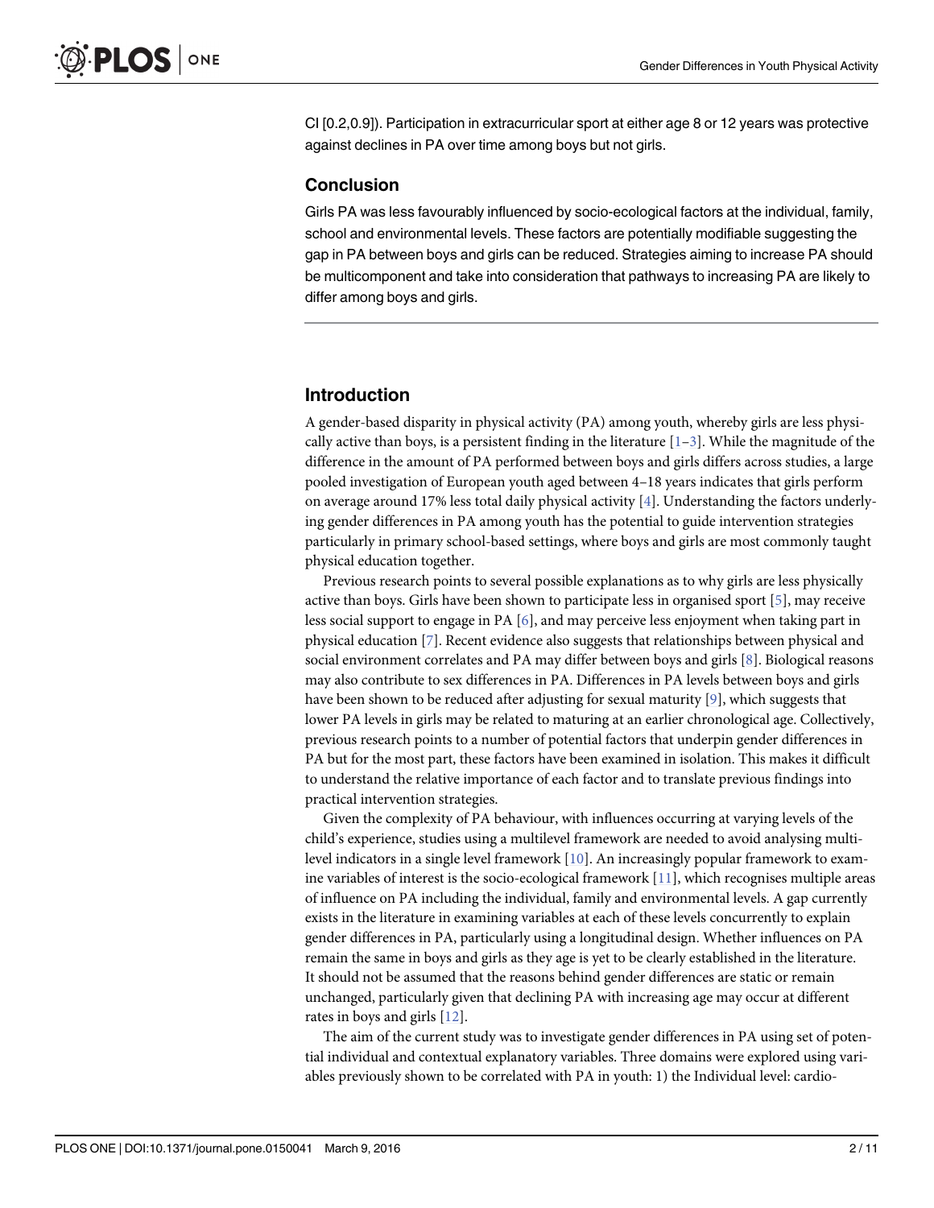CI [0.2,0.9]). Participation in extracurricular sport at either age 8 or 12 years was protective against declines in PA over time among boys but not girls.

### Conclusion

Girls PA was less favourably influenced by socio-ecological factors at the individual, family, school and environmental levels. These factors are potentially modifiable suggesting the gap in PA between boys and girls can be reduced. Strategies aiming to increase PA should be multicomponent and take into consideration that pathways to increasing PA are likely to differ among boys and girls.

## Introduction

A gender-based disparity in physical activity (PA) among youth, whereby girls are less physically active than boys, is a persistent finding in the literature [1–3]. While the magnitude of the difference in the amount of PA performed between boys and girls differs across studies, a large pooled investigation of European youth aged between 4–18 years indicates that girls perform on average around 17% less total daily physical activity [4]. Understanding the factors underlying gender differences in PA among youth has the potential to guide intervention strategies particularly in primary school-based settings, where boys and girls are most commonly taught physical education together.

Previous research points to several possible explanations as to why girls are less physically active than boys. Girls have been shown to participate less in organised sport [5], may receive less social support to engage in PA [6], and may perceive less enjoyment when taking part in physical education [7]. Recent evidence also suggests that relationships between physical and social environment correlates and PA may differ between boys and girls [8]. Biological reasons may also contribute to sex differences in PA. Differences in PA levels between boys and girls have been shown to be reduced after adjusting for sexual maturity [9], which suggests that lower PA levels in girls may be related to maturing at an earlier chronological age. Collectively, previous research points to a number of potential factors that underpin gender differences in PA but for the most part, these factors have been examined in isolation. This makes it difficult to understand the relative importance of each factor and to translate previous findings into practical intervention strategies.

Given the complexity of PA behaviour, with influences occurring at varying levels of the child's experience, studies using a multilevel framework are needed to avoid analysing multilevel indicators in a single level framework [10]. An increasingly popular framework to examine variables of interest is the socio-ecological framework [11], which recognises multiple areas of influence on PA including the individual, family and environmental levels. A gap currently exists in the literature in examining variables at each of these levels concurrently to explain gender differences in PA, particularly using a longitudinal design. Whether influences on PA remain the same in boys and girls as they age is yet to be clearly established in the literature. It should not be assumed that the reasons behind gender differences are static or remain unchanged, particularly given that declining PA with increasing age may occur at different rates in boys and girls [12].

The aim of the current study was to investigate gender differences in PA using set of potential individual and contextual explanatory variables. Three domains were explored using variables previously shown to be correlated with PA in youth: 1) the Individual level: cardio-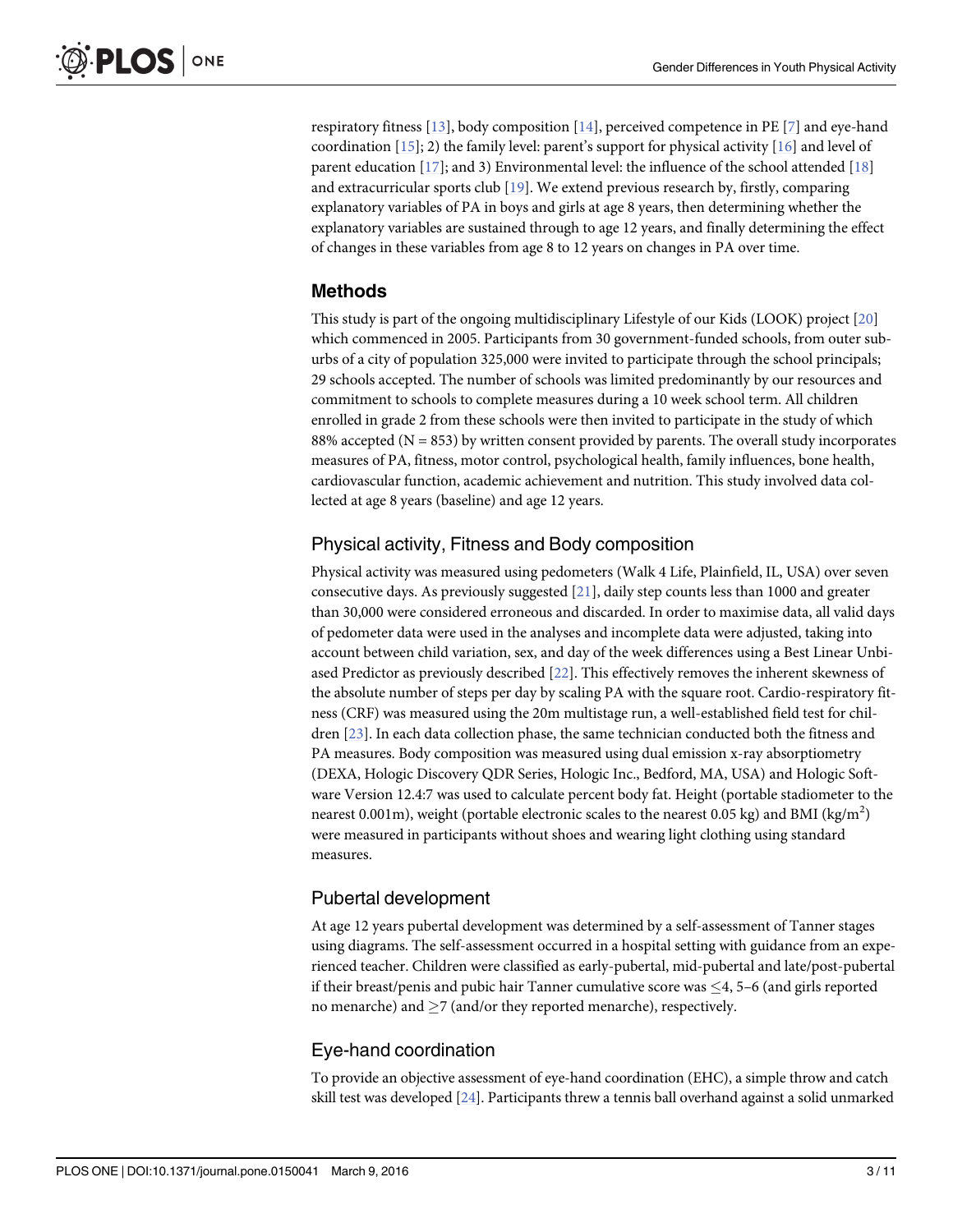respiratory fitness [13], body composition [14], perceived competence in PE [7] and eye-hand coordination [15]; 2) the family level: parent's support for physical activity [16] and level of parent education [17]; and 3) Environmental level: the influence of the school attended [18] and extracurricular sports club [19]. We extend previous research by, firstly, comparing explanatory variables of PA in boys and girls at age 8 years, then determining whether the explanatory variables are sustained through to age 12 years, and finally determining the effect of changes in these variables from age 8 to 12 years on changes in PA over time.

## Methods

This study is part of the ongoing multidisciplinary Lifestyle of our Kids (LOOK) project [20] which commenced in 2005. Participants from 30 government-funded schools, from outer suburbs of a city of population 325,000 were invited to participate through the school principals; 29 schools accepted. The number of schools was limited predominantly by our resources and commitment to schools to complete measures during a 10 week school term. All children enrolled in grade 2 from these schools were then invited to participate in the study of which 88% accepted (N = 853) by written consent provided by parents. The overall study incorporates measures of PA, fitness, motor control, psychological health, family influences, bone health, cardiovascular function, academic achievement and nutrition. This study involved data collected at age 8 years (baseline) and age 12 years.

### Physical activity, Fitness and Body composition

Physical activity was measured using pedometers (Walk 4 Life, Plainfield, IL, USA) over seven consecutive days. As previously suggested [21], daily step counts less than 1000 and greater than 30,000 were considered erroneous and discarded. In order to maximise data, all valid days of pedometer data were used in the analyses and incomplete data were adjusted, taking into account between child variation, sex, and day of the week differences using a Best Linear Unbiased Predictor as previously described [22]. This effectively removes the inherent skewness of the absolute number of steps per day by scaling PA with the square root. Cardio-respiratory fitness (CRF) was measured using the 20m multistage run, a well-established field test for children [23]. In each data collection phase, the same technician conducted both the fitness and PA measures. Body composition was measured using dual emission x-ray absorptiometry (DEXA, Hologic Discovery QDR Series, Hologic Inc., Bedford, MA, USA) and Hologic Software Version 12.4:7 was used to calculate percent body fat. Height (portable stadiometer to the nearest 0.001m), weight (portable electronic scales to the nearest 0.05 kg) and BMI ($kg/m^2$) were measured in participants without shoes and wearing light clothing using standard measures.

### Pubertal development

At age 12 years pubertal development was determined by a self-assessment of Tanner stages using diagrams. The self-assessment occurred in a hospital setting with guidance from an experienced teacher. Children were classified as early-pubertal, mid-pubertal and late/post-pubertal if their breast/penis and pubic hair Tanner cumulative score was $\leq$4, 5–6 (and girls reported no menarche) and $\geq$7 (and/or they reported menarche), respectively.

### Eye-hand coordination

To provide an objective assessment of eye-hand coordination (EHC), a simple throw and catch skill test was developed [24]. Participants threw a tennis ball overhand against a solid unmarked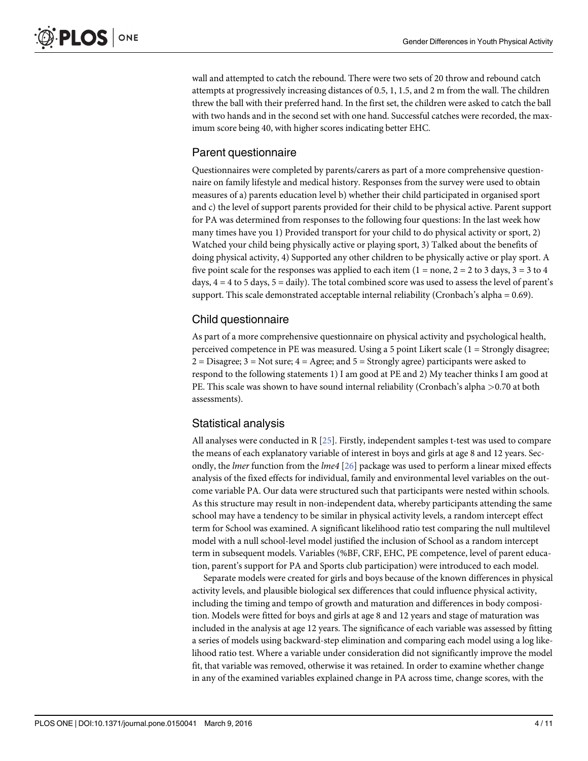wall and attempted to catch the rebound. There were two sets of 20 throw and rebound catch attempts at progressively increasing distances of 0.5, 1, 1.5, and 2 m from the wall. The children threw the ball with their preferred hand. In the first set, the children were asked to catch the ball with two hands and in the second set with one hand. Successful catches were recorded, the maximum score being 40, with higher scores indicating better EHC.

## Parent questionnaire

Questionnaires were completed by parents/carers as part of a more comprehensive questionnaire on family lifestyle and medical history. Responses from the survey were used to obtain measures of a) parents education level b) whether their child participated in organised sport and c) the level of support parents provided for their child to be physical active. Parent support for PA was determined from responses to the following four questions: In the last week how many times have you 1) Provided transport for your child to do physical activity or sport, 2) Watched your child being physically active or playing sport, 3) Talked about the benefits of doing physical activity, 4) Supported any other children to be physically active or play sport. A five point scale for the responses was applied to each item (1 = none, 2 = 2 to 3 days, 3 = 3 to 4 days, 4 = 4 to 5 days, 5 = daily). The total combined score was used to assess the level of parent's support. This scale demonstrated acceptable internal reliability (Cronbach's alpha = 0.69).

## Child questionnaire

As part of a more comprehensive questionnaire on physical activity and psychological health, perceived competence in PE was measured. Using a 5 point Likert scale (1 = Strongly disagree; 2 = Disagree; 3 = Not sure; 4 = Agree; and 5 = Strongly agree) participants were asked to respond to the following statements 1) I am good at PE and 2) My teacher thinks I am good at PE. This scale was shown to have sound internal reliability (Cronbach's alpha >0.70 at both assessments).

## Statistical analysis

All analyses were conducted in R [25]. Firstly, independent samples t-test was used to compare the means of each explanatory variable of interest in boys and girls at age 8 and 12 years. Secondly, the *lmer* function from the *lme4* [26] package was used to perform a linear mixed effects analysis of the fixed effects for individual, family and environmental level variables on the outcome variable PA. Our data were structured such that participants were nested within schools. As this structure may result in non-independent data, whereby participants attending the same school may have a tendency to be similar in physical activity levels, a random intercept effect term for School was examined. A significant likelihood ratio test comparing the null multilevel model with a null school-level model justified the inclusion of School as a random intercept term in subsequent models. Variables (%BF, CRF, EHC, PE competence, level of parent education, parent's support for PA and Sports club participation) were introduced to each model.

Separate models were created for girls and boys because of the known differences in physical activity levels, and plausible biological sex differences that could influence physical activity, including the timing and tempo of growth and maturation and differences in body composition. Models were fitted for boys and girls at age 8 and 12 years and stage of maturation was included in the analysis at age 12 years. The significance of each variable was assessed by fitting a series of models using backward-step elimination and comparing each model using a log likelihood ratio test. Where a variable under consideration did not significantly improve the model fit, that variable was removed, otherwise it was retained. In order to examine whether change in any of the examined variables explained change in PA across time, change scores, with the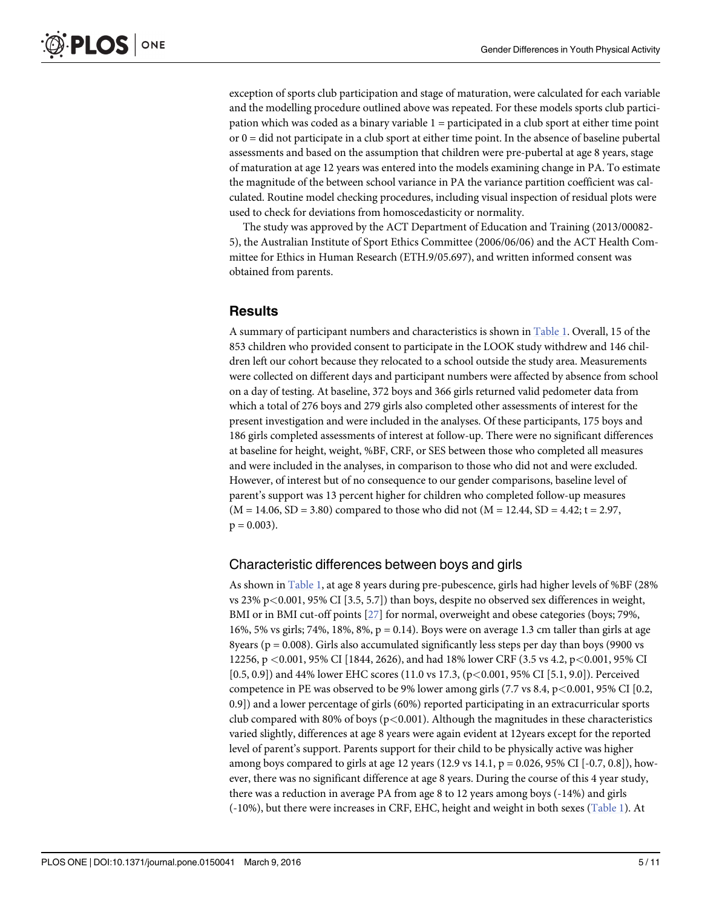exception of sports club participation and stage of maturation, were calculated for each variable and the modelling procedure outlined above was repeated. For these models sports club participation which was coded as a binary variable 1 = participated in a club sport at either time point or 0 = did not participate in a club sport at either time point. In the absence of baseline pubertal assessments and based on the assumption that children were pre-pubertal at age 8 years, stage of maturation at age 12 years was entered into the models examining change in PA. To estimate the magnitude of the between school variance in PA the variance partition coefficient was calculated. Routine model checking procedures, including visual inspection of residual plots were used to check for deviations from homoscedasticity or normality.

The study was approved by the ACT Department of Education and Training (2013/00082-5), the Australian Institute of Sport Ethics Committee (2006/06/06) and the ACT Health Committee for Ethics in Human Research (ETH.9/05.697), and written informed consent was obtained from parents.

## Results

A summary of participant numbers and characteristics is shown in Table 1. Overall, 15 of the 853 children who provided consent to participate in the LOOK study withdrew and 146 children left our cohort because they relocated to a school outside the study area. Measurements were collected on different days and participant numbers were affected by absence from school on a day of testing. At baseline, 372 boys and 366 girls returned valid pedometer data from which a total of 276 boys and 279 girls also completed other assessments of interest for the present investigation and were included in the analyses. Of these participants, 175 boys and 186 girls completed assessments of interest at follow-up. There were no significant differences at baseline for height, weight, %BF, CRF, or SES between those who completed all measures and were included in the analyses, in comparison to those who did not and were excluded. However, of interest but of no consequence to our gender comparisons, baseline level of parent's support was 13 percent higher for children who completed follow-up measures ($M = 14.06$, $SD = 3.80$) compared to those who did not ($M = 12.44$, $SD = 4.42$; $t = 2.97$, $p = 0.003$).

### Characteristic differences between boys and girls

As shown in Table 1, at age 8 years during pre-pubescence, girls had higher levels of %BF (28% vs 23% $p<0.001$, 95% CI [3.5, 5.7]) than boys, despite no observed sex differences in weight, BMI or in BMI cut-off points [27] for normal, overweight and obese categories (boys; 79%, 16%, 5% vs girls; 74%, 18%, 8%, $p = 0.14$). Boys were on average 1.3 cm taller than girls at age 8years ($p = 0.008$). Girls also accumulated significantly less steps per day than boys (9900 vs 12256, $p<0.001$, 95% CI [1844, 2626), and had 18% lower CRF (3.5 vs 4.2, $p<0.001$, 95% CI [0.5, 0.9]) and 44% lower EHC scores (11.0 vs 17.3, ($p<0.001$, 95% CI [5.1, 9.0]). Perceived competence in PE was observed to be 9% lower among girls (7.7 vs 8.4, $p<0.001$, 95% CI [0.2, 0.9]) and a lower percentage of girls (60%) reported participating in an extracurricular sports club compared with 80% of boys ($p<0.001$). Although the magnitudes in these characteristics varied slightly, differences at age 8 years were again evident at 12years except for the reported level of parent's support. Parents support for their child to be physically active was higher among boys compared to girls at age 12 years (12.9 vs 14.1, $p = 0.026$, 95% CI [-0.7, 0.8]), however, there was no significant difference at age 8 years. During the course of this 4 year study, there was a reduction in average PA from age 8 to 12 years among boys (-14%) and girls (-10%), but there were increases in CRF, EHC, height and weight in both sexes (Table 1). At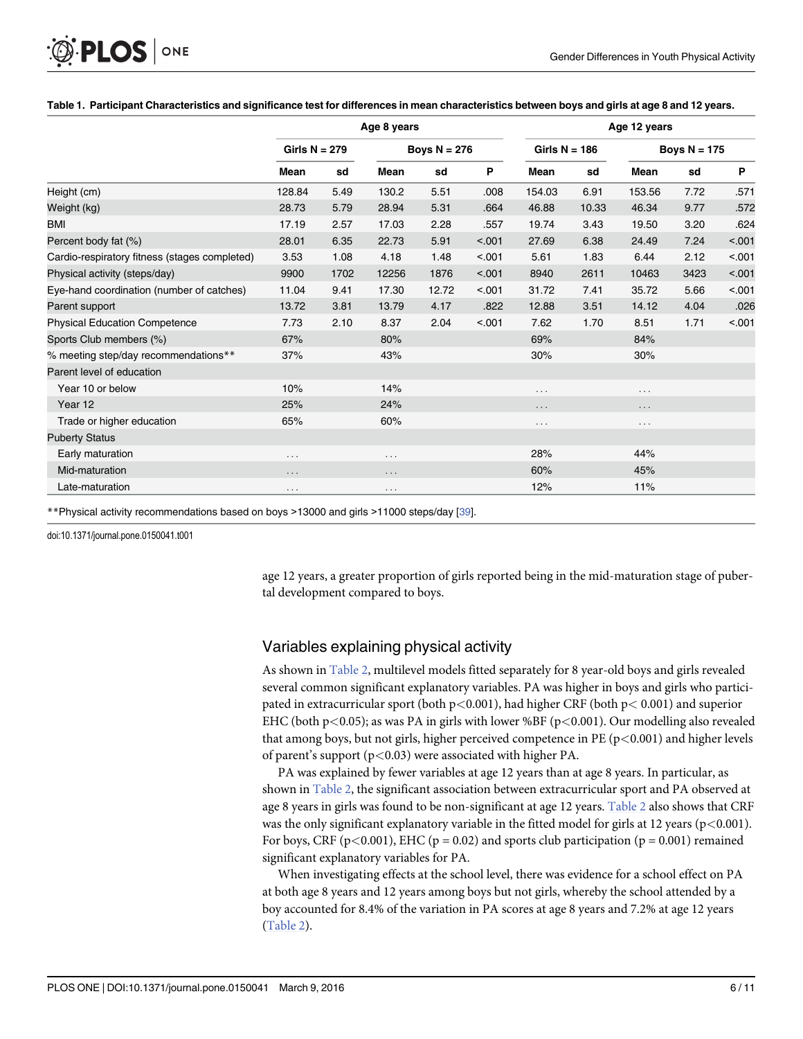**Table 1. Participant Characteristics and significance test for differences in mean characteristics between boys and girls at age 8 and 12 years.**

| | Age 8 years | | | | | Age 12 years | | | | |
|---|---|---|---|---|---|---|---|---|---|---|
| | Girls N = 279 | | Boys N = 276 | | | Girls N = 186 | | Boys N = 175 | | |
| | Mean | sd | Mean | sd | P | Mean | sd | Mean | sd | P |
| Height (cm) | 128.84 | 5.49 | 130.2 | 5.51 | .008 | 154.03 | 6.91 | 153.56 | 7.72 | .571 |
| Weight (kg) | 28.73 | 5.79 | 28.94 | 5.31 | .664 | 46.88 | 10.33 | 46.34 | 9.77 | .572 |
| BMI | 17.19 | 2.57 | 17.03 | 2.28 | .557 | 19.74 | 3.43 | 19.50 | 3.20 | .624 |
| Percent body fat (%) | 28.01 | 6.35 | 22.73 | 5.91 | <.001 | 27.69 | 6.38 | 24.49 | 7.24 | <.001 |
| Cardio-respiratory fitness (stages completed) | 3.53 | 1.08 | 4.18 | 1.48 | <.001 | 5.61 | 1.83 | 6.44 | 2.12 | <.001 |
| Physical activity (steps/day) | 9900 | 1702 | 12256 | 1876 | <.001 | 8940 | 2611 | 10463 | 3423 | <.001 |
| Eye-hand coordination (number of catches) | 11.04 | 9.41 | 17.30 | 12.72 | <.001 | 31.72 | 7.41 | 35.72 | 5.66 | <.001 |
| Parent support | 13.72 | 3.81 | 13.79 | 4.17 | .822 | 12.88 | 3.51 | 14.12 | 4.04 | .026 |
| Physical Education Competence | 7.73 | 2.10 | 8.37 | 2.04 | <.001 | 7.62 | 1.70 | 8.51 | 1.71 | <.001 |
| Sports Club members (%) | 67% | | 80% | | | 69% | | 84% | | |
| % meeting step/day recommendations** | 37% | | 43% | | | 30% | | 30% | | |
| Parent level of education | | | | | | | | | | |
| Year 10 or below | 10% | | 14% | | | ... | | ... | | |
| Year 12 | 25% | | 24% | | | ... | | ... | | |
| Trade or higher education | 65% | | 60% | | | ... | | ... | | |
| Puberty Status | | | | | | | | | | |
| Early maturation | ... | | ... | | | 28% | | 44% | | |
| Mid-maturation | ... | | ... | | | 60% | | 45% | | |
| Late-maturation | ... | | ... | | | 12% | | 11% | | |

**Physical activity recommendations based on boys >13000 and girls >11000 steps/day [39].

doi:10.1371/journal.pone.0150041.t001

age 12 years, a greater proportion of girls reported being in the mid-maturation stage of pubertal development compared to boys.

## Variables explaining physical activity

As shown in Table 2, multilevel models fitted separately for 8 year-old boys and girls revealed several common significant explanatory variables. PA was higher in boys and girls who participated in extracurricular sport (both $p<0.001$), had higher CRF (both $p< 0.001$) and superior EHC (both $p<0.05$); as was PA in girls with lower %BF ($p<0.001$). Our modelling also revealed that among boys, but not girls, higher perceived competence in PE ($p<0.001$) and higher levels of parent's support ($p<0.03$) were associated with higher PA.

PA was explained by fewer variables at age 12 years than at age 8 years. In particular, as shown in Table 2, the significant association between extracurricular sport and PA observed at age 8 years in girls was found to be non-significant at age 12 years. Table 2 also shows that CRF was the only significant explanatory variable in the fitted model for girls at 12 years ($p<0.001$). For boys, CRF ($p<0.001$), EHC ($p = 0.02$) and sports club participation ($p = 0.001$) remained significant explanatory variables for PA.

When investigating effects at the school level, there was evidence for a school effect on PA at both age 8 years and 12 years among boys but not girls, whereby the school attended by a boy accounted for 8.4% of the variation in PA scores at age 8 years and 7.2% at age 12 years (Table 2).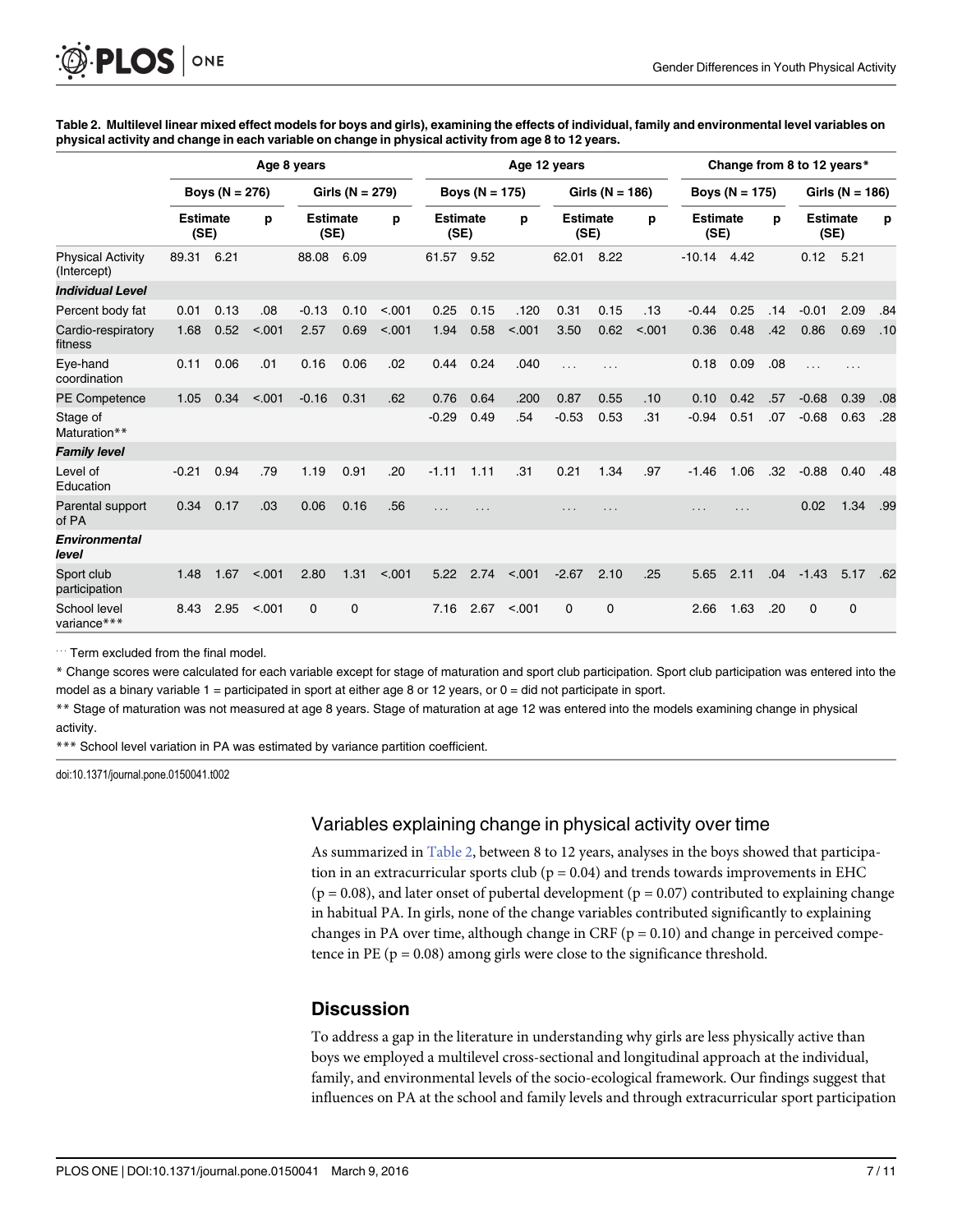**Table 2. Multilevel linear mixed effect models for boys and girls), examining the effects of individual, family and environmental level variables on physical activity and change in each variable on change in physical activity from age 8 to 12 years.**

| | Age 8 years | | | | | | Age 12 years | | | | | | Change from 8 to 12 years* | | | | | |
|---|---|---|---|---|---|---|---|---|---|---|---|---|---|---|---|---|---|---|
| | Boys (N = 276) | | | Girls (N = 279) | | | Boys (N = 175) | | | Girls (N = 186) | | | Boys (N = 175) | | | Girls (N = 186) | | |
| | Estimate (SE) | | p | Estimate (SE) | | p | Estimate (SE) | | p | Estimate (SE) | | p | Estimate (SE) | | p | Estimate (SE) | | p |
| Physical Activity (Intercept) | 89.31 | 6.21 | | 88.08 | 6.09 | | 61.57 | 9.52 | | 62.01 | 8.22 | | -10.14 | 4.42 | | 0.12 | 5.21 | |
| ***Individual Level*** | | | | | | | | | | | | | | | | | | |
| Percent body fat | 0.01 | 0.13 | .08 | -0.13 | 0.10 | <.001 | 0.25 | 0.15 | .120 | 0.31 | 0.15 | .13 | -0.44 | 0.25 | .14 | -0.01 | 2.09 | .84 |
| Cardio-respiratory fitness | 1.68 | 0.52 | <.001 | 2.57 | 0.69 | <.001 | 1.94 | 0.58 | <.001 | 3.50 | 0.62 | <.001 | 0.36 | 0.48 | .42 | 0.86 | 0.69 | .10 |
| Eye-hand coordination | 0.11 | 0.06 | .01 | 0.16 | 0.06 | .02 | 0.44 | 0.24 | .040 | ... | ... | | 0.18 | 0.09 | .08 | ... | ... | |
| PE Competence | 1.05 | 0.34 | <.001 | -0.16 | 0.31 | .62 | 0.76 | 0.64 | .200 | 0.87 | 0.55 | .10 | 0.10 | 0.42 | .57 | -0.68 | 0.39 | .08 |
| Stage of Maturation** | | | | | | | -0.29 | 0.49 | .54 | -0.53 | 0.53 | .31 | -0.94 | 0.51 | .07 | -0.68 | 0.63 | .28 |
| ***Family level*** | | | | | | | | | | | | | | | | | | |
| Level of Education | -0.21 | 0.94 | .79 | 1.19 | 0.91 | .20 | -1.11 | 1.11 | .31 | 0.21 | 1.34 | .97 | -1.46 | 1.06 | .32 | -0.88 | 0.40 | .48 |
| Parental support of PA | 0.34 | 0.17 | .03 | 0.06 | 0.16 | .56 | ... | ... | | ... | ... | | ... | ... | | 0.02 | 1.34 | .99 |
| ***Environmental level*** | | | | | | | | | | | | | | | | | | |
| Sport club participation | 1.48 | 1.67 | <.001 | 2.80 | 1.31 | <.001 | 5.22 | 2.74 | <.001 | -2.67 | 2.10 | .25 | 5.65 | 2.11 | .04 | -1.43 | 5.17 | .62 |
| School level variance*** | 8.43 | 2.95 | <.001 | 0 | 0 | | 7.16 | 2.67 | <.001 | 0 | 0 | | 2.66 | 1.63 | .20 | 0 | 0 | |

... Term excluded from the final model.

* Change scores were calculated for each variable except for stage of maturation and sport club participation. Sport club participation was entered into the model as a binary variable 1 = participated in sport at either age 8 or 12 years, or 0 = did not participate in sport.

** Stage of maturation was not measured at age 8 years. Stage of maturation at age 12 was entered into the models examining change in physical activity.

*** School level variation in PA was estimated by variance partition coefficient.

doi:10.1371/journal.pone.0150041.t002

### Variables explaining change in physical activity over time

As summarized in Table 2, between 8 to 12 years, analyses in the boys showed that participation in an extracurricular sports club ($p = 0.04$) and trends towards improvements in EHC ($p = 0.08$), and later onset of pubertal development ($p = 0.07$) contributed to explaining change in habitual PA. In girls, none of the change variables contributed significantly to explaining changes in PA over time, although change in CRF ($p = 0.10$) and change in perceived competence in PE ($p = 0.08$) among girls were close to the significance threshold.

## Discussion

To address a gap in the literature in understanding why girls are less physically active than boys we employed a multilevel cross-sectional and longitudinal approach at the individual, family, and environmental levels of the socio-ecological framework. Our findings suggest that influences on PA at the school and family levels and through extracurricular sport participation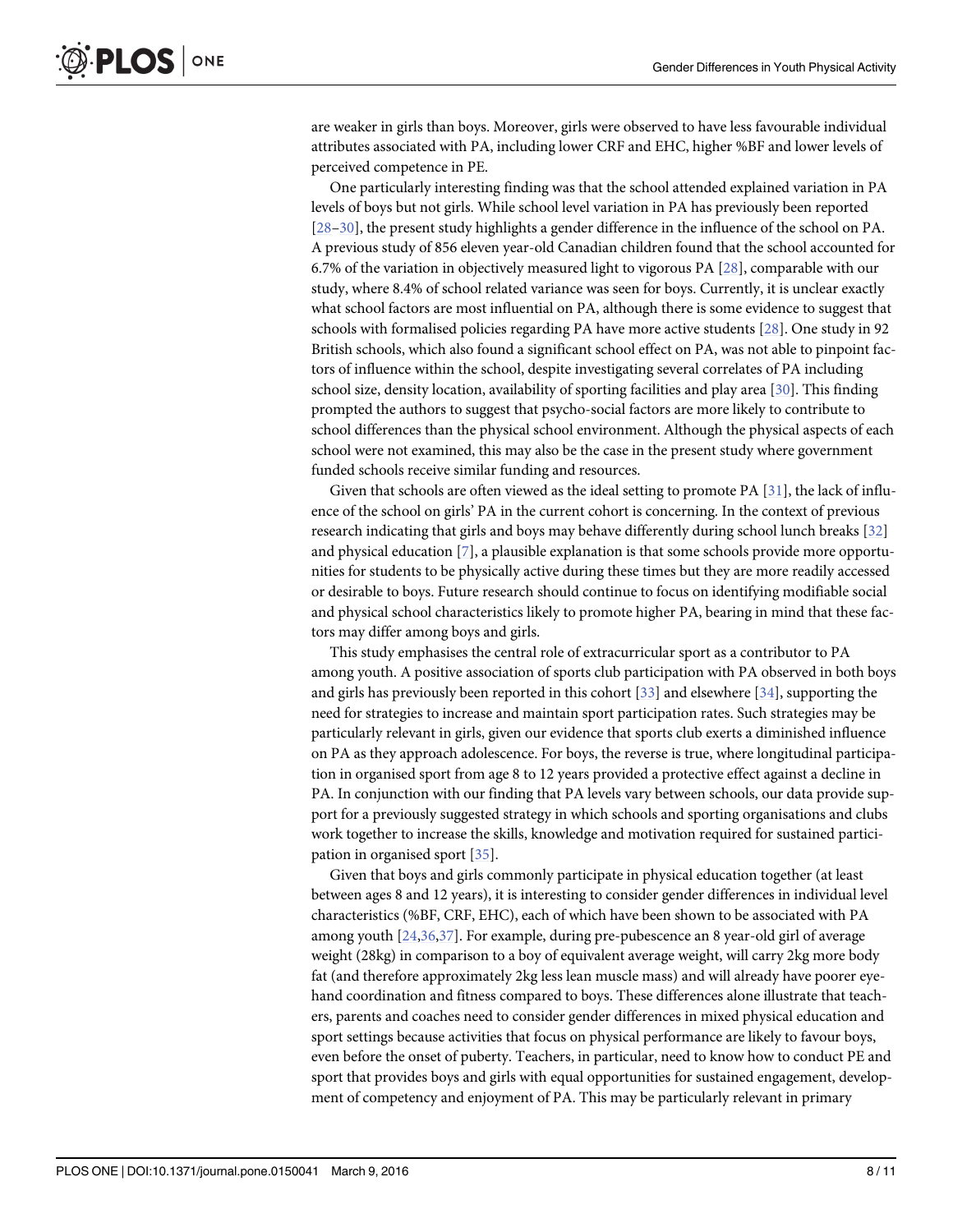are weaker in girls than boys. Moreover, girls were observed to have less favourable individual attributes associated with PA, including lower CRF and EHC, higher %BF and lower levels of perceived competence in PE.

One particularly interesting finding was that the school attended explained variation in PA levels of boys but not girls. While school level variation in PA has previously been reported [28–30], the present study highlights a gender difference in the influence of the school on PA. A previous study of 856 eleven year-old Canadian children found that the school accounted for 6.7% of the variation in objectively measured light to vigorous PA [28], comparable with our study, where 8.4% of school related variance was seen for boys. Currently, it is unclear exactly what school factors are most influential on PA, although there is some evidence to suggest that schools with formalised policies regarding PA have more active students [28]. One study in 92 British schools, which also found a significant school effect on PA, was not able to pinpoint factors of influence within the school, despite investigating several correlates of PA including school size, density location, availability of sporting facilities and play area [30]. This finding prompted the authors to suggest that psycho-social factors are more likely to contribute to school differences than the physical school environment. Although the physical aspects of each school were not examined, this may also be the case in the present study where government funded schools receive similar funding and resources.

Given that schools are often viewed as the ideal setting to promote PA [31], the lack of influence of the school on girls' PA in the current cohort is concerning. In the context of previous research indicating that girls and boys may behave differently during school lunch breaks [32] and physical education [7], a plausible explanation is that some schools provide more opportunities for students to be physically active during these times but they are more readily accessed or desirable to boys. Future research should continue to focus on identifying modifiable social and physical school characteristics likely to promote higher PA, bearing in mind that these factors may differ among boys and girls.

This study emphasises the central role of extracurricular sport as a contributor to PA among youth. A positive association of sports club participation with PA observed in both boys and girls has previously been reported in this cohort [33] and elsewhere [34], supporting the need for strategies to increase and maintain sport participation rates. Such strategies may be particularly relevant in girls, given our evidence that sports club exerts a diminished influence on PA as they approach adolescence. For boys, the reverse is true, where longitudinal participation in organised sport from age 8 to 12 years provided a protective effect against a decline in PA. In conjunction with our finding that PA levels vary between schools, our data provide support for a previously suggested strategy in which schools and sporting organisations and clubs work together to increase the skills, knowledge and motivation required for sustained participation in organised sport [35].

Given that boys and girls commonly participate in physical education together (at least between ages 8 and 12 years), it is interesting to consider gender differences in individual level characteristics (%BF, CRF, EHC), each of which have been shown to be associated with PA among youth [24,36,37]. For example, during pre-pubescence an 8 year-old girl of average weight (28kg) in comparison to a boy of equivalent average weight, will carry 2kg more body fat (and therefore approximately 2kg less lean muscle mass) and will already have poorer eye-hand coordination and fitness compared to boys. These differences alone illustrate that teachers, parents and coaches need to consider gender differences in mixed physical education and sport settings because activities that focus on physical performance are likely to favour boys, even before the onset of puberty. Teachers, in particular, need to know how to conduct PE and sport that provides boys and girls with equal opportunities for sustained engagement, development of competency and enjoyment of PA. This may be particularly relevant in primary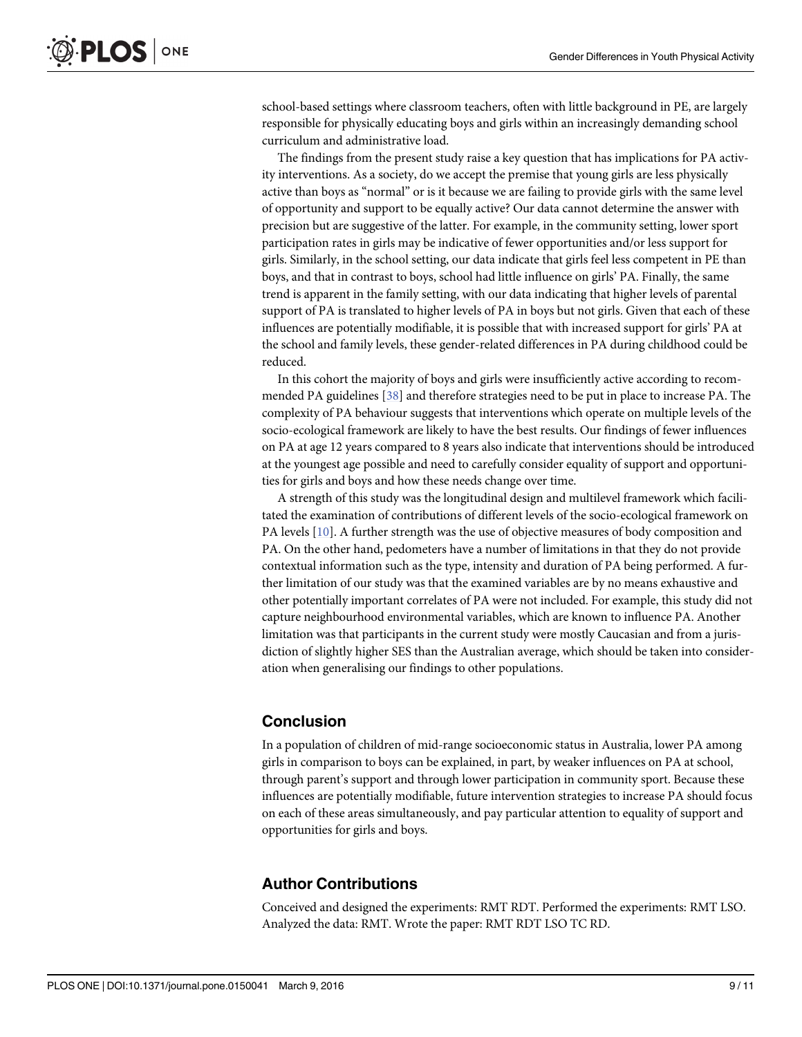school-based settings where classroom teachers, often with little background in PE, are largely responsible for physically educating boys and girls within an increasingly demanding school curriculum and administrative load.

The findings from the present study raise a key question that has implications for PA activity interventions. As a society, do we accept the premise that young girls are less physically active than boys as "normal" or is it because we are failing to provide girls with the same level of opportunity and support to be equally active? Our data cannot determine the answer with precision but are suggestive of the latter. For example, in the community setting, lower sport participation rates in girls may be indicative of fewer opportunities and/or less support for girls. Similarly, in the school setting, our data indicate that girls feel less competent in PE than boys, and that in contrast to boys, school had little influence on girls' PA. Finally, the same trend is apparent in the family setting, with our data indicating that higher levels of parental support of PA is translated to higher levels of PA in boys but not girls. Given that each of these influences are potentially modifiable, it is possible that with increased support for girls' PA at the school and family levels, these gender-related differences in PA during childhood could be reduced.

In this cohort the majority of boys and girls were insufficiently active according to recommended PA guidelines [38] and therefore strategies need to be put in place to increase PA. The complexity of PA behaviour suggests that interventions which operate on multiple levels of the socio-ecological framework are likely to have the best results. Our findings of fewer influences on PA at age 12 years compared to 8 years also indicate that interventions should be introduced at the youngest age possible and need to carefully consider equality of support and opportunities for girls and boys and how these needs change over time.

A strength of this study was the longitudinal design and multilevel framework which facilitated the examination of contributions of different levels of the socio-ecological framework on PA levels [10]. A further strength was the use of objective measures of body composition and PA. On the other hand, pedometers have a number of limitations in that they do not provide contextual information such as the type, intensity and duration of PA being performed. A further limitation of our study was that the examined variables are by no means exhaustive and other potentially important correlates of PA were not included. For example, this study did not capture neighbourhood environmental variables, which are known to influence PA. Another limitation was that participants in the current study were mostly Caucasian and from a jurisdiction of slightly higher SES than the Australian average, which should be taken into consideration when generalising our findings to other populations.

## Conclusion

In a population of children of mid-range socioeconomic status in Australia, lower PA among girls in comparison to boys can be explained, in part, by weaker influences on PA at school, through parent's support and through lower participation in community sport. Because these influences are potentially modifiable, future intervention strategies to increase PA should focus on each of these areas simultaneously, and pay particular attention to equality of support and opportunities for girls and boys.

## Author Contributions

Conceived and designed the experiments: RMT RDT. Performed the experiments: RMT LSO. Analyzed the data: RMT. Wrote the paper: RMT RDT LSO TC RD.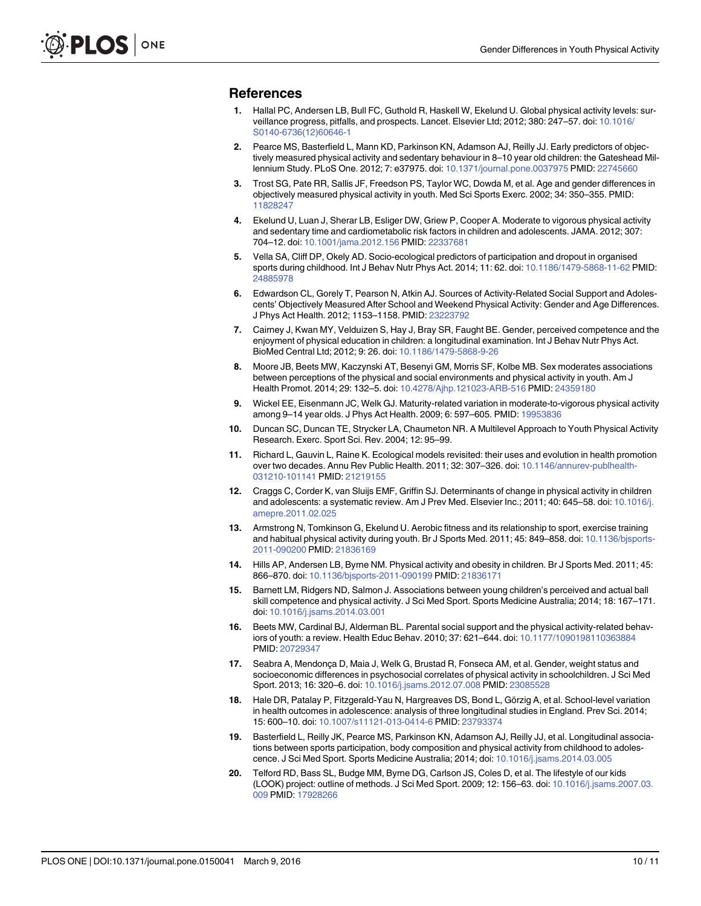## References

1. Hallal PC, Andersen LB, Bull FC, Guthold R, Haskell W, Ekelund U. Global physical activity levels: surveillance progress, pitfalls, and prospects. Lancet. Elsevier Ltd; 2012; 380: 247–57. doi: 10.1016/S0140-6736(12)60646-1
2. Pearce MS, Basterfield L, Mann KD, Parkinson KN, Adamson AJ, Reilly JJ. Early predictors of objectively measured physical activity and sedentary behaviour in 8–10 year old children: the Gateshead Millennium Study. PLoS One. 2012; 7: e37975. doi: 10.1371/journal.pone.0037975 PMID: 22745660
3. Trost SG, Pate RR, Sallis JF, Freedson PS, Taylor WC, Dowda M, et al. Age and gender differences in objectively measured physical activity in youth. Med Sci Sports Exerc. 2002; 34: 350–355. PMID: 11828247
4. Ekelund U, Luan J, Sherar LB, Esliger DW, Griew P, Cooper A. Moderate to vigorous physical activity and sedentary time and cardiometabolic risk factors in children and adolescents. JAMA. 2012; 307: 704–12. doi: 10.1001/jama.2012.156 PMID: 22337681
5. Vella SA, Cliff DP, Okely AD. Socio-ecological predictors of participation and dropout in organised sports during childhood. Int J Behav Nutr Phys Act. 2014; 11: 62. doi: 10.1186/1479-5868-11-62 PMID: 24885978
6. Edwardson CL, Gorely T, Pearson N, Atkin AJ. Sources of Activity-Related Social Support and Adolescents' Objectively Measured After School and Weekend Physical Activity: Gender and Age Differences. J Phys Act Health. 2012; 1153–1158. PMID: 23223792
7. Cairney J, Kwan MY, Velduizen S, Hay J, Bray SR, Faught BE. Gender, perceived competence and the enjoyment of physical education in children: a longitudinal examination. Int J Behav Nutr Phys Act. BioMed Central Ltd; 2012; 9: 26. doi: 10.1186/1479-5868-9-26
8. Moore JB, Beets MW, Kaczynski AT, Besenyi GM, Morris SF, Kolbe MB. Sex moderates associations between perceptions of the physical and social environments and physical activity in youth. Am J Health Promot. 2014; 29: 132–5. doi: 10.4278/Ajhp.121023-ARB-516 PMID: 24359180
9. Wickel EE, Eisenmann JC, Welk GJ. Maturity-related variation in moderate-to-vigorous physical activity among 9–14 year olds. J Phys Act Health. 2009; 6: 597–605. PMID: 19953836
10. Duncan SC, Duncan TE, Strycker LA, Chaumeton NR. A Multilevel Approach to Youth Physical Activity Research. Exerc. Sport Sci. Rev. 2004; 12: 95–99.
11. Richard L, Gauvin L, Raine K. Ecological models revisited: their uses and evolution in health promotion over two decades. Annu Rev Public Health. 2011; 32: 307–326. doi: 10.1146/annurev-publhealth-031210-101141 PMID: 21219155
12. Craggs C, Corder K, van Sluijs EMF, Griffin SJ. Determinants of change in physical activity in children and adolescents: a systematic review. Am J Prev Med. Elsevier Inc.; 2011; 40: 645–58. doi: 10.1016/j.amepre.2011.02.025
13. Armstrong N, Tomkinson G, Ekelund U. Aerobic fitness and its relationship to sport, exercise training and habitual physical activity during youth. Br J Sports Med. 2011; 45: 849–858. doi: 10.1136/bjsports-2011-090200 PMID: 21836169
14. Hills AP, Andersen LB, Byrne NM. Physical activity and obesity in children. Br J Sports Med. 2011; 45: 866–870. doi: 10.1136/bjsports-2011-090199 PMID: 21836171
15. Barnett LM, Ridgers ND, Salmon J. Associations between young children's perceived and actual ball skill competence and physical activity. J Sci Med Sport. Sports Medicine Australia; 2014; 18: 167–171. doi: 10.1016/j.jsams.2014.03.001
16. Beets MW, Cardinal BJ, Alderman BL. Parental social support and the physical activity-related behaviors of youth: a review. Health Educ Behav. 2010; 37: 621–644. doi: 10.1177/1090198110363884 PMID: 20729347
17. Seabra A, Mendonça D, Maia J, Welk G, Brustad R, Fonseca AM, et al. Gender, weight status and socioeconomic differences in psychosocial correlates of physical activity in schoolchildren. J Sci Med Sport. 2013; 16: 320–6. doi: 10.1016/j.jsams.2012.07.008 PMID: 23085528
18. Hale DR, Patalay P, Fitzgerald-Yau N, Hargreaves DS, Bond L, Görzig A, et al. School-level variation in health outcomes in adolescence: analysis of three longitudinal studies in England. Prev Sci. 2014; 15: 600–10. doi: 10.1007/s11121-013-0414-6 PMID: 23793374
19. Basterfield L, Reilly JK, Pearce MS, Parkinson KN, Adamson AJ, Reilly JJ, et al. Longitudinal associations between sports participation, body composition and physical activity from childhood to adolescence. J Sci Med Sport. Sports Medicine Australia; 2014; doi: 10.1016/j.jsams.2014.03.005
20. Telford RD, Bass SL, Budge MM, Byrne DG, Carlson JS, Coles D, et al. The lifestyle of our kids (LOOK) project: outline of methods. J Sci Med Sport. 2009; 12: 156–63. doi: 10.1016/j.jsams.2007.03.009 PMID: 17928266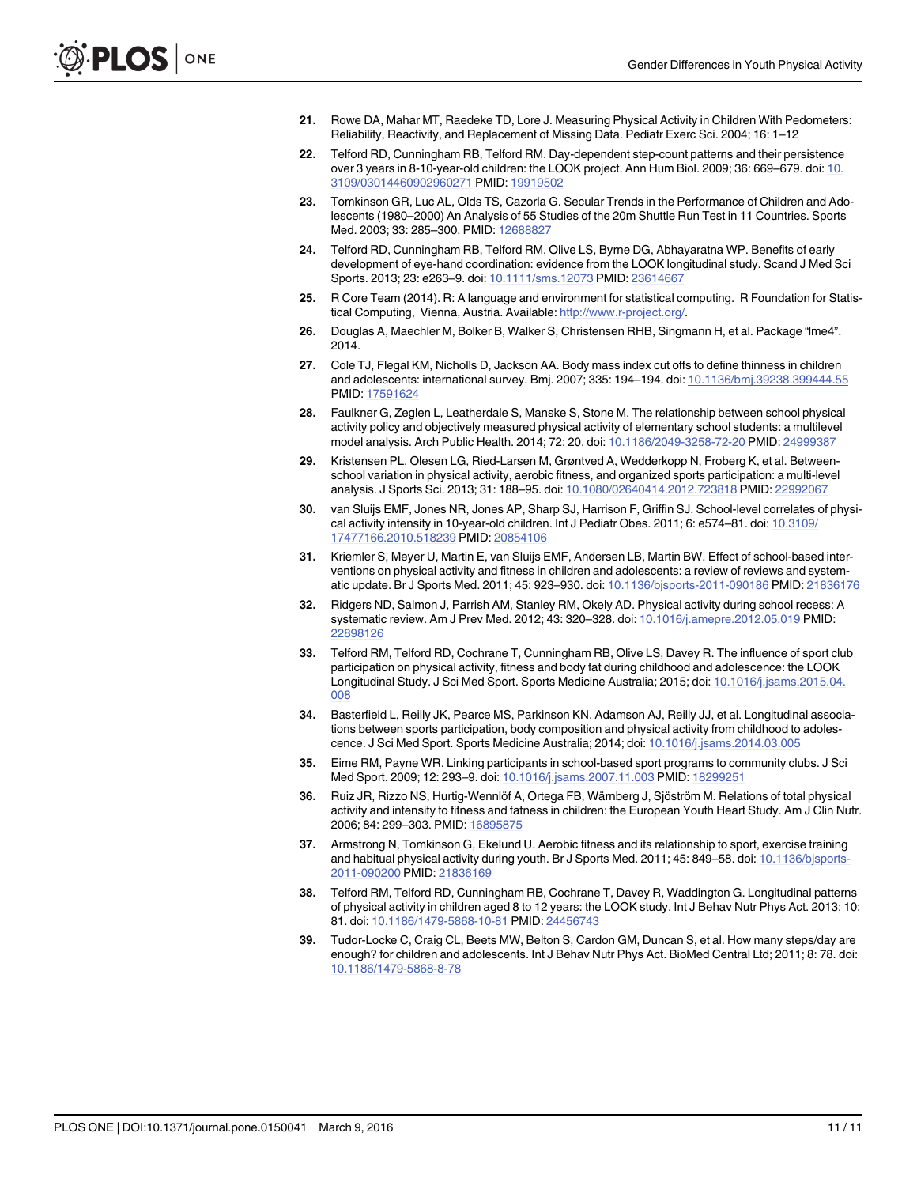21. Rowe DA, Mahar MT, Raedeke TD, Lore J. Measuring Physical Activity in Children With Pedometers: Reliability, Reactivity, and Replacement of Missing Data. Pediatr Exerc Sci. 2004; 16: 1–12

22. Telford RD, Cunningham RB, Telford RM. Day-dependent step-count patterns and their persistence over 3 years in 8-10-year-old children: the LOOK project. Ann Hum Biol. 2009; 36: 669–679. doi: 10.3109/03014460902960271 PMID: 19919502

23. Tomkinson GR, Luc AL, Olds TS, Cazorla G. Secular Trends in the Performance of Children and Adolescents (1980–2000) An Analysis of 55 Studies of the 20m Shuttle Run Test in 11 Countries. Sports Med. 2003; 33: 285–300. PMID: 12688827

24. Telford RD, Cunningham RB, Telford RM, Olive LS, Byrne DG, Abhayaratna WP. Benefits of early development of eye-hand coordination: evidence from the LOOK longitudinal study. Scand J Med Sci Sports. 2013; 23: e263–9. doi: 10.1111/sms.12073 PMID: 23614667

25. R Core Team (2014). R: A language and environment for statistical computing. R Foundation for Statistical Computing, Vienna, Austria. Available: http://www.r-project.org/.

26. Douglas A, Maechler M, Bolker B, Walker S, Christensen RHB, Singmann H, et al. Package "lme4". 2014.

27. Cole TJ, Flegal KM, Nicholls D, Jackson AA. Body mass index cut offs to define thinness in children and adolescents: international survey. Bmj. 2007; 335: 194–194. doi: 10.1136/bmj.39238.399444.55 PMID: 17591624

28. Faulkner G, Zeglen L, Leatherdale S, Manske S, Stone M. The relationship between school physical activity policy and objectively measured physical activity of elementary school students: a multilevel model analysis. Arch Public Health. 2014; 72: 20. doi: 10.1186/2049-3258-72-20 PMID: 24999387

29. Kristensen PL, Olesen LG, Ried-Larsen M, Grøntved A, Wedderkopp N, Froberg K, et al. Between-school variation in physical activity, aerobic fitness, and organized sports participation: a multi-level analysis. J Sports Sci. 2013; 31: 188–95. doi: 10.1080/02640414.2012.723818 PMID: 22992067

30. van Sluijs EMF, Jones NR, Jones AP, Sharp SJ, Harrison F, Griffin SJ. School-level correlates of physical activity intensity in 10-year-old children. Int J Pediatr Obes. 2011; 6: e574–81. doi: 10.3109/17477166.2010.518239 PMID: 20854106

31. Kriemler S, Meyer U, Martin E, van Sluijs EMF, Andersen LB, Martin BW. Effect of school-based interventions on physical activity and fitness in children and adolescents: a review of reviews and systematic update. Br J Sports Med. 2011; 45: 923–930. doi: 10.1136/bjsports-2011-090186 PMID: 21836176

32. Ridgers ND, Salmon J, Parrish AM, Stanley RM, Okely AD. Physical activity during school recess: A systematic review. Am J Prev Med. 2012; 43: 320–328. doi: 10.1016/j.amepre.2012.05.019 PMID: 22898126

33. Telford RM, Telford RD, Cochrane T, Cunningham RB, Olive LS, Davey R. The influence of sport club participation on physical activity, fitness and body fat during childhood and adolescence: the LOOK Longitudinal Study. J Sci Med Sport. Sports Medicine Australia; 2015; doi: 10.1016/j.jsams.2015.04.008

34. Basterfield L, Reilly JK, Pearce MS, Parkinson KN, Adamson AJ, Reilly JJ, et al. Longitudinal associations between sports participation, body composition and physical activity from childhood to adolescence. J Sci Med Sport. Sports Medicine Australia; 2014; doi: 10.1016/j.jsams.2014.03.005

35. Eime RM, Payne WR. Linking participants in school-based sport programs to community clubs. J Sci Med Sport. 2009; 12: 293–9. doi: 10.1016/j.jsams.2007.11.003 PMID: 18299251

36. Ruiz JR, Rizzo NS, Hurtig-Wennlöf A, Ortega FB, Wärnberg J, Sjöström M. Relations of total physical activity and intensity to fitness and fatness in children: the European Youth Heart Study. Am J Clin Nutr. 2006; 84: 299–303. PMID: 16895875

37. Armstrong N, Tomkinson G, Ekelund U. Aerobic fitness and its relationship to sport, exercise training and habitual physical activity during youth. Br J Sports Med. 2011; 45: 849–58. doi: 10.1136/bjsports-2011-090200 PMID: 21836169

38. Telford RM, Telford RD, Cunningham RB, Cochrane T, Davey R, Waddington G. Longitudinal patterns of physical activity in children aged 8 to 12 years: the LOOK study. Int J Behav Nutr Phys Act. 2013; 10: 81. doi: 10.1186/1479-5868-10-81 PMID: 24456743

39. Tudor-Locke C, Craig CL, Beets MW, Belton S, Cardon GM, Duncan S, et al. How many steps/day are enough? for children and adolescents. Int J Behav Nutr Phys Act. BioMed Central Ltd; 2011; 8: 78. doi: 10.1186/1479-5868-8-78